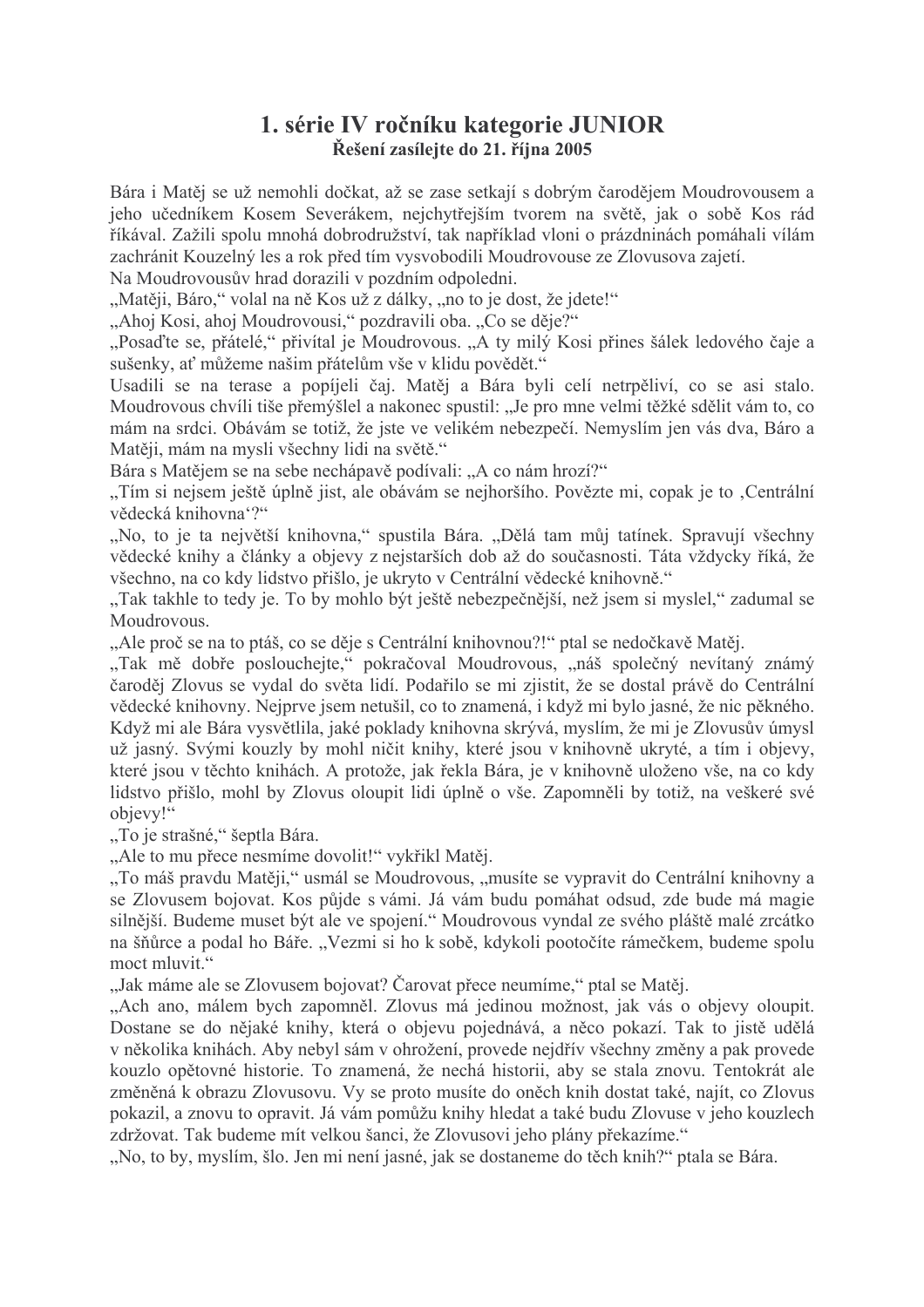# 1. série IV ročníku kategorie JUNIOR

**Řešení zasílejte do 21. října 2005**

Bára i Matěj se už nemohli dočkat, až se zase setkají s dobrým čarodějem Moudrovousem a jeho učedníkem Kosem Severákem, nejchytřejším tvorem na světě, jak o sobě Kos rád říkával. Zažili spolu mnohá dobrodružství, tak například vloni o prázdninách pomáhali vílám zachránit Kouzelný les a rok před tím vysvobodili Moudrovouse ze Zlovusova zajetí.

Na Moudrovousův hrad dorazili v pozdním odpoledni.

„Matěji, Báro," volal na ně Kos už z dálky, „no to je dost, že jdete!"

„Ahoj Kosi, ahoj Moudrovousi," pozdravili oba. „Co se děje?"

„Posaďte se, přátelé," přivítal je Moudrovous. „A ty milý Kosi přines šálek ledového čaje a sušenky, ať můžeme našim přátelům vše v klidu povědět."

Usadili se na terase a popíjeli čaj. Matěj a Bára byli celí netrpěliví, co se asi stalo. Moudrovous chvíli tiše přemýšlel a nakonec spustil: „Je pro mne velmi těžké sdělit vám to, co mám na srdci. Obávám se totiž, že jste ve velikém nebezpečí. Nemyslím jen vás dva, Báro a Matěji, mám na mysli všechny lidi na světě."

Bára s Matějem se na sebe nechápavě podívali: „A co nám hrozí?"

„Tím si nejsem ještě úplně jist, ale obávám se nejhoršího. Povězte mi, copak je to ‚Centrální vědecká knihovna'?"

„No, to je ta největší knihovna," spustila Bára. „Dělá tam můj tatínek. Spravují všechny vědecké knihy a články a objevy z nejstarších dob až do současnosti. Táta vždycky říká, že všechno, na co kdy lidstvo přišlo, je ukryto v Centrální vědecké knihovně."

„Tak takhle to tedy je. To by mohlo být ještě nebezpečnější, než jsem si myslel," zadumal se Moudrovous.

„Ale proč se na to ptáš, co se děje s Centrální knihovnou?!" ptal se nedočkavě Matěj.

„Tak mě dobře poslouchejte," pokračoval Moudrovous, „náš společný nevítaný známý čaroděj Zlovus se vydal do světa lidí. Podařilo se mi zjistit, že se dostal právě do Centrální vědecké knihovny. Nejprve jsem netušil, co to znamená, i když mi bylo jasné, že nic pěkného. Když mi ale Bára vysvětlila, jaké poklady knihovna skrývá, myslím, že mi je Zlovusův úmysl už jasný. Svými kouzly by mohl ničit knihy, které jsou v knihovně ukryté, a tím i objevy, které jsou v těchto knihách. A protože, jak řekla Bára, je v knihovně uloženo vše, na co kdy lidstvo přišlo, mohl by Zlovus oloupit lidi úplně o vše. Zapomněli by totiž, na veškeré své objevy!"

„To je strašné," šeptla Bára.

„Ale to mu přece nesmíme dovolit!" vykřikl Matěj.

„To máš pravdu Matěji," usmál se Moudrovous, „musíte se vypravit do Centrální knihovny a se Zlovusem bojovat. Kos půjde s vámi. Já vám budu pomáhat odsud, zde bude má magie silnější. Budeme muset být ale ve spojení." Moudrovous vyndal ze svého pláště malé zrcátko na šňůrce a podal ho Báře. „Vezmi si ho k sobě, kdykoli pootočíte rámečkem, budeme spolu moct mluvit."

„Jak máme ale se Zlovusem bojovat? Čarovat přece neumíme," ptal se Matěj.

„Ach ano, málem bych zapomněl. Zlovus má jedinou možnost, jak vás o objevy oloupit. Dostane se do nějaké knihy, která o objevu pojednává, a něco pokazí. Tak to jistě udělá v několika knihách. Aby nebyl sám v ohrožení, provede nejdřív všechny změny a pak provede kouzlo opětovné historie. To znamená, že nechá historii, aby se stala znovu. Tentokrát ale změněná k obrazu Zlovusovu. Vy se proto musíte do oněch knih dostat také, najít, co Zlovus pokazil, a znovu to opravit. Já vám pomůžu knihy hledat a také budu Zlovuse v jeho kouzlech zdržovat. Tak budeme mít velkou šanci, že Zlovusovi jeho plány překazíme."

„No, to by, myslím, šlo. Jen mi není jasné, jak se dostaneme do těch knih?" ptala se Bára.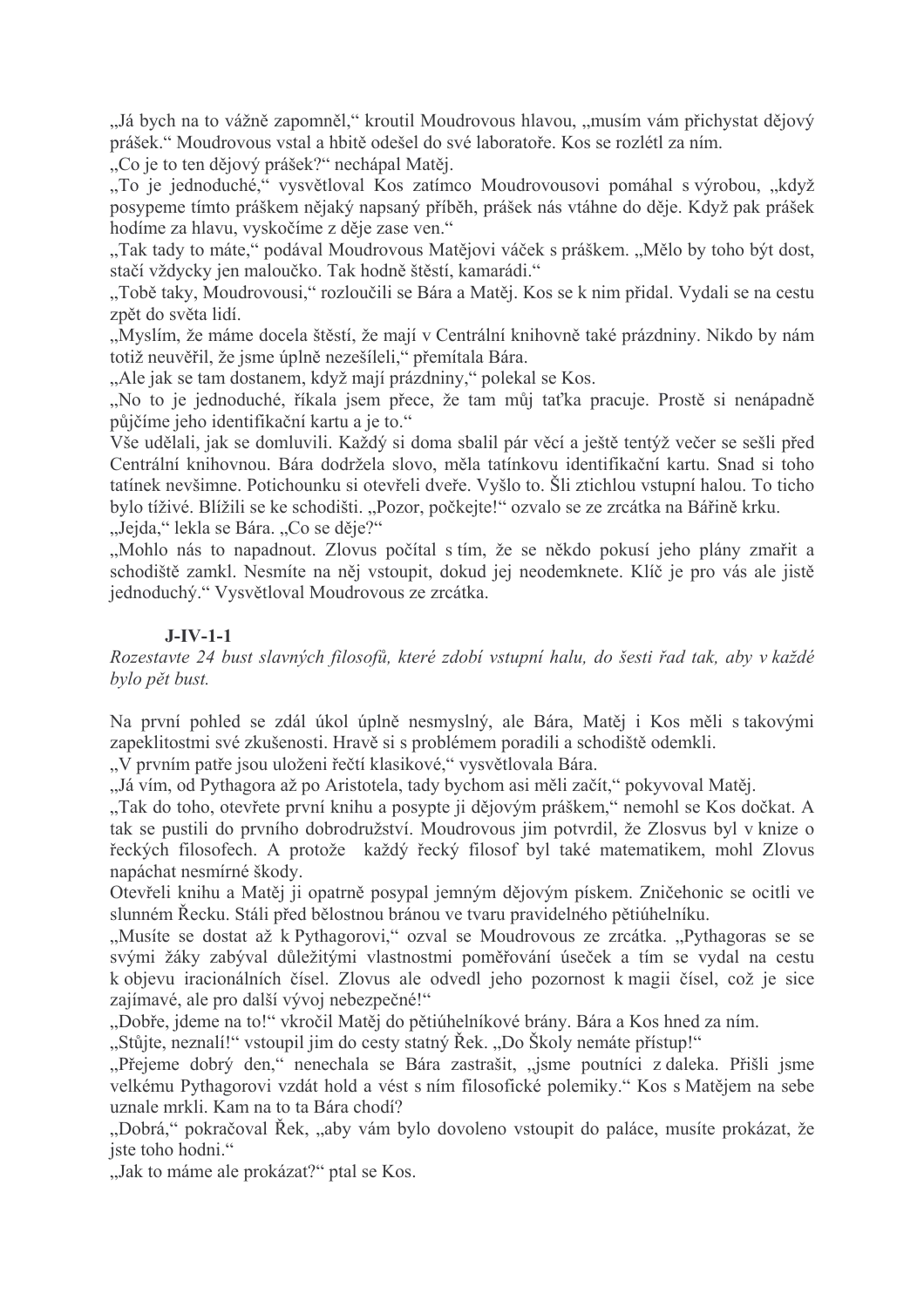„Já bych na to vážně zapomněl," kroutil Moudrovous hlavou, „musím vám přichystat dějový prášek." Moudrovous vstal a hbitě odešel do své laboratoře. Kos se rozlétl za ním.

„Co je to ten dějový prášek?" nechápal Matěj.

„To je jednoduché," vysvětloval Kos zatímco Moudrovousovi pomáhal s výrobou, „když posypeme tímto práškem nějaký napsaný příběh, prášek nás vtáhne do děje. Když pak prášek hodíme za hlavu, vyskočíme z děje zase ven."

„Tak tady to máte," podával Moudrovous Matějovi váček s práškem. „Mělo by toho být dost, stačí vždycky jen maloučko. Tak hodně štěstí, kamarádi."

„Tobě taky, Moudrovousi," rozloučili se Bára a Matěj. Kos se k nim přidal. Vydali se na cestu zpět do světa lidí.

„Myslím, že máme docela štěstí, že mají v Centrální knihovně také prázdniny. Nikdo by nám totiž neuvěřil, že jsme úplně nezešíleli," přemítala Bára.

„Ale jak se tam dostanem, když mají prázdniny," polekal se Kos.

„No to je jednoduché, říkala jsem přece, že tam můj taťka pracuje. Prostě si nenápadně půjčíme jeho identifikační kartu a je to."

Vše udělali, jak se domluvili. Každý si doma sbalil pár věcí a ještě tentýž večer se sešli před Centrální knihovnou. Bára dodržela slovo, měla tatínkovu identifikační kartu. Snad si toho tatínek nevšimne. Potichounku si otevřeli dveře. Vyšlo to. Šli ztichlou vstupní halou. To ticho bylo tíživé. Blížili se ke schodišti. „Pozor, počkejte!" ozvalo se ze zrcátka na Bářině krku.

„Jejda," lekla se Bára. „Co se děje?"

„Mohlo nás to napadnout. Zlovus počítal s tím, že se někdo pokusí jeho plány zmařit a schodiště zamkl. Nesmíte na něj vstoupit, dokud jej neodemknete. Klíč je pro vás ale jistě jednoduchý." Vysvětloval Moudrovous ze zrcátka.

**J-IV-1-1**

*Rozestavte 24 bust slavných filosofů, které zdobí vstupní halu, do šesti řad tak, aby v každé bylo pět bust.*

Na první pohled se zdál úkol úplně nesmyslný, ale Bára, Matěj i Kos měli s takovými zapeklitostmi své zkušenosti. Hravě si s problémem poradili a schodiště odemkli.

„V prvním patře jsou uloženi řečtí klasikové," vysvětlovala Bára.

„Já vím, od Pythagora až po Aristotela, tady bychom asi měli začít," pokyvoval Matěj.

„Tak do toho, otevřete první knihu a posypte ji dějovým práškem," nemohl se Kos dočkat. A tak se pustili do prvního dobrodružství. Moudrovous jim potvrdil, že Zlosvus byl v knize o řeckých filosofech. A protože každý řecký filosof byl také matematikem, mohl Zlovus napáchat nesmírné škody.

Otevřeli knihu a Matěj ji opatrně posypal jemným dějovým pískem. Zničehonic se ocitli ve slunném Řecku. Stáli před bělostnou bránou ve tvaru pravidelného pětiúhelníku.

„Musíte se dostat až k Pythagorovi," ozval se Moudrovous ze zrcátka. „Pythagoras se se svými žáky zabýval důležitými vlastnostmi poměřování úseček a tím se vydal na cestu k objevu iracionálních čísel. Zlovus ale odvedl jeho pozornost k magii čísel, což je sice zajímavé, ale pro další vývoj nebezpečné!"

„Dobře, jdeme na to!" vkročil Matěj do pětiúhelníkové brány. Bára a Kos hned za ním.

„Stůjte, neznalí!" vstoupil jim do cesty statný Řek. „Do Školy nemáte přístup!"

„Přejeme dobrý den," nenechala se Bára zastrašit, „jsme poutníci z daleka. Přišli jsme velkému Pythagorovi vzdát hold a vést s ním filosofické polemiky." Kos s Matějem na sebe uznale mrkli. Kam na to ta Bára chodí?

„Dobrá," pokračoval Řek, „aby vám bylo dovoleno vstoupit do paláce, musíte prokázat, že jste toho hodni."

„Jak to máme ale prokázat?" ptal se Kos.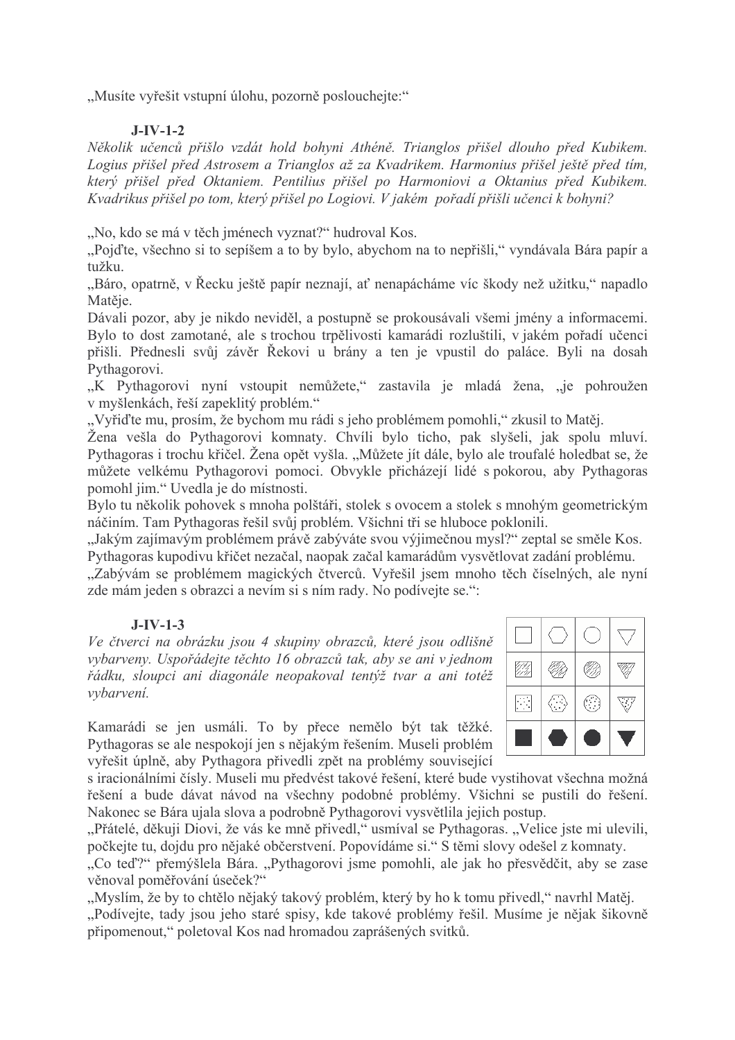„Musíte vyřešit vstupní úlohu, pozorně poslouchejte:“

**J-IV-1-2**

*Několik učenců přišlo vzdát hold bohyni Athéně. Trianglos přišel dlouho před Kubikem. Logius přišel před Astrosem a Trianglos až za Kvadrikem. Harmonius přišel ještě před tím, který přišel před Oktaniem. Pentilius přišel po Harmoniovi a Oktanius před Kubikem. Kvadrikus přišel po tom, který přišel po Logiovi. V jakém pořadí přišli učenci k bohyni?*

„No, kdo se má v těch jménech vyznat?“ hudroval Kos.

„Pojďte, všechno si to sepíšem a to by bylo, abychom na to nepřišli,“ vyndávala Bára papír a tužku.

„Báro, opatrně, v Řecku ještě papír neznají, ať nenapácháme víc škody než užitku,“ napadlo Matěje.

Dávali pozor, aby je nikdo neviděl, a postupně se prokousávali všemi jmény a informacemi. Bylo to dost zamotané, ale s trochou trpělivosti kamarádi rozluštili, v jakém pořadí učenci přišli. Přednesli svůj závěr Řekovi u brány a ten je vpustil do paláce. Byli na dosah Pythagorovi.

„K Pythagorovi nyní vstoupit nemůžete,“ zastavila je mladá žena, „je pohroužen v myšlenkách, řeší zapeklitý problém.“

„Vyřiďte mu, prosím, že bychom mu rádi s jeho problémem pomohli,“ zkusil to Matěj.

Žena vešla do Pythagorovi komnaty. Chvíli bylo ticho, pak slyšeli, jak spolu mluví. Pythagoras i trochu křičel. Žena opět vyšla. „Můžete jít dále, bylo ale troufalé holedbat se, že můžete velkému Pythagorovi pomoci. Obvykle přicházejí lidé s pokorou, aby Pythagoras pomohl jim.“ Uvedla je do místnosti.

Bylo tu několik pohovek s mnoha polštáři, stolek s ovocem a stolek s mnohým geometrickým náčiním. Tam Pythagoras řešil svůj problém. Všichni tři se hluboce poklonili.

„Jakým zajímavým problémem právě zabýváte svou výjimečnou mysl?“ zeptal se směle Kos.

Pythagoras kupodivu křičet nezačal, naopak začal kamarádům vysvětlovat zadání problému.

„Zabývám se problémem magických čtverců. Vyřešil jsem mnoho těch číselných, ale nyní zde mám jeden s obrazci a nevím si s ním rady. No podívejte se.“:

**J-IV-1-3**

*Ve čtverci na obrázku jsou 4 skupiny obrazců, které jsou odlišně vybarveny. Uspořádejte těchto 16 obrazců tak, aby se ani v jednom řádku, sloupci ani diagonále neopakoval tentýž tvar a ani totéž vybarvení.*

Kamarádi se jen usmáli. To by přece nemělo být tak těžké. Pythagoras se ale nespokojí jen s nějakým řešením. Museli problém vyřešit úplně, aby Pythagora přivedli zpět na problémy související s iracionálními čísly. Museli mu předvést takové řešení, které bude vystihovat všechna možná řešení a bude dávat návod na všechny podobné problémy. Všichni se pustili do řešení. Nakonec se Bára ujala slova a podrobně Pythagorovi vysvětlila jejich postup.

„Přátelé, děkuji Diovi, že vás ke mně přivedl,“ usmíval se Pythagoras. „Velice jste mi ulevili, počkejte tu, dojdu pro nějaké občerstvení. Popovídáme si.“ S těmi slovy odešel z komnaty.

„Co teď?“ přemýšlela Bára. „Pythagorovi jsme pomohli, ale jak ho přesvědčit, aby se zase věnoval poměřování úseček?“

„Myslím, že by to chtělo nějaký takový problém, který by ho k tomu přivedl,“ navrhl Matěj.

„Podívejte, tady jsou jeho staré spisy, kde takové problémy řešil. Musíme je nějak šikovně připomenout,“ poletoval Kos nad hromadou zaprášených svitků.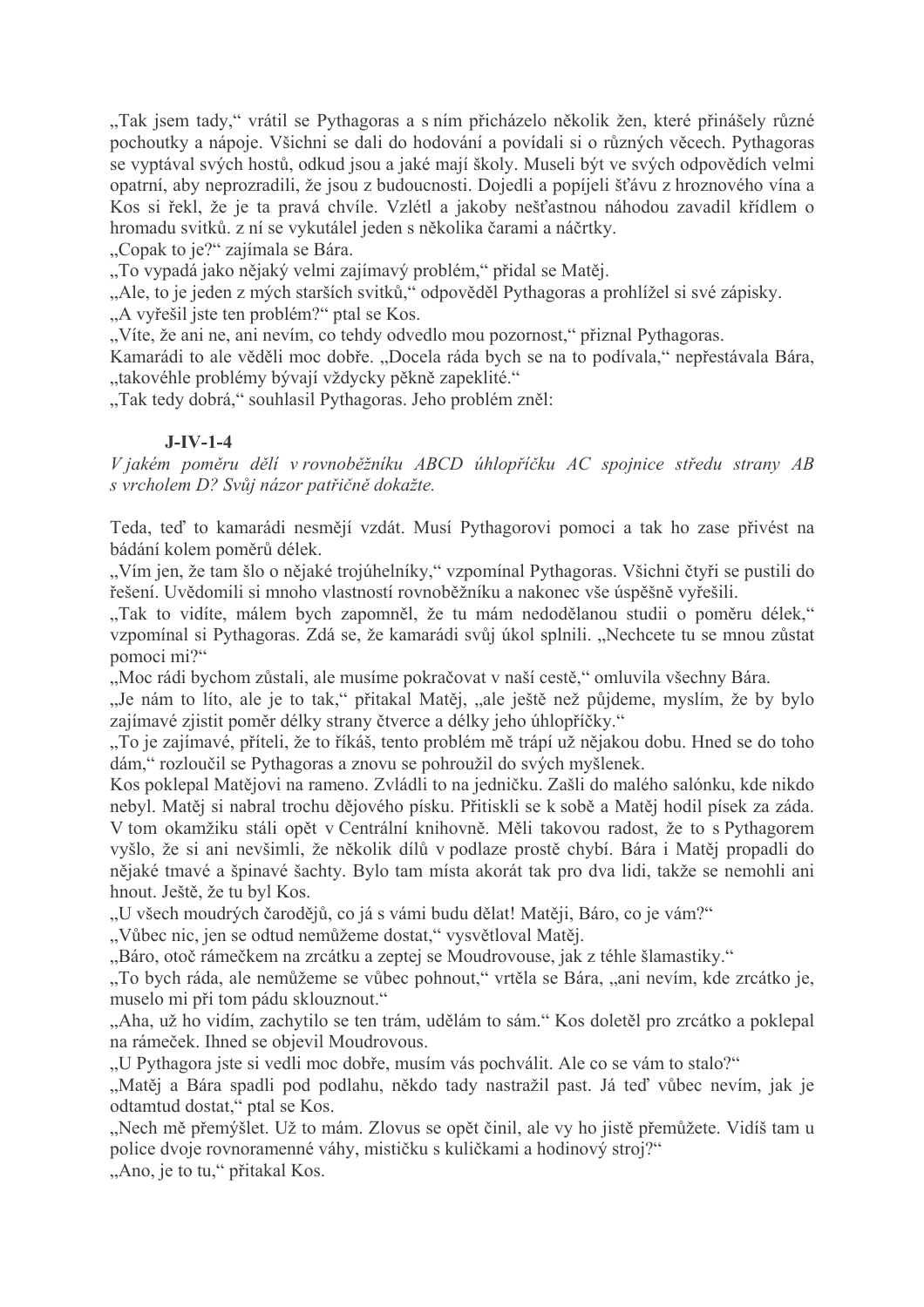„Tak jsem tady," vrátil se Pythagoras a s ním přicházelo několik žen, které přinášely různé pochoutky a nápoje. Všichni se dali do hodování a povídali si o různých věcech. Pythagoras se vyptával svých hostů, odkud jsou a jaké mají školy. Museli být ve svých odpovědích velmi opatrní, aby neprozradili, že jsou z budoucnosti. Dojedli a popíjeli šťávu z hroznového vína a Kos si řekl, že je ta pravá chvíle. Vzlétl a jakoby nešťastnou náhodou zavadil křídlem o hromadu svitků. z ní se vykutálel jeden s několika čarami a náčrtky.

„Copak to je?" zajímala se Bára.

„To vypadá jako nějaký velmi zajímavý problém," přidal se Matěj.

„Ale, to je jeden z mých starších svitků," odpověděl Pythagoras a prohlížel si své zápisky.

„A vyřešil jste ten problém?" ptal se Kos.

„Víte, že ani ne, ani nevím, co tehdy odvedlo mou pozornost," přiznal Pythagoras.

Kamarádi to ale věděli moc dobře. „Docela ráda bych se na to podívala," nepřestávala Bára, „takovéhle problémy bývají vždycky pěkně zapeklité."

„Tak tedy dobrá," souhlasil Pythagoras. Jeho problém zněl:

**J-IV-1-4**

*V jakém poměru dělí v rovnoběžníku ABCD úhlopříčku AC spojnice středu strany AB s vrcholem D? Svůj názor patřičně dokažte.*

Teda, teď to kamarádi nesmějí vzdát. Musí Pythagorovi pomoci a tak ho zase přivést na bádání kolem poměrů délek.

„Vím jen, že tam šlo o nějaké trojúhelníky," vzpomínal Pythagoras. Všichni čtyři se pustili do řešení. Uvědomili si mnoho vlastností rovnoběžníku a nakonec vše úspěšně vyřešili.

„Tak to vidíte, málem bych zapomněl, že tu mám nedodělanou studii o poměru délek," vzpomínal si Pythagoras. Zdá se, že kamarádi svůj úkol splnili. „Nechcete tu se mnou zůstat pomoci mi?"

„Moc rádi bychom zůstali, ale musíme pokračovat v naší cestě," omluvila všechny Bára.

„Je nám to líto, ale je to tak," přitakal Matěj, „ale ještě než půjdeme, myslím, že by bylo zajímavé zjistit poměr délky strany čtverce a délky jeho úhlopříčky."

„To je zajímavé, příteli, že to říkáš, tento problém mě trápí už nějakou dobu. Hned se do toho dám," rozloučil se Pythagoras a znovu se pohroužil do svých myšlenek.

Kos poklepal Matějovi na rameno. Zvládli to na jedničku. Zašli do malého salónku, kde nikdo nebyl. Matěj si nabral trochu dějového písku. Přitiskli se k sobě a Matěj hodil písek za záda. V tom okamžiku stáli opět v Centrální knihovně. Měli takovou radost, že to s Pythagorem vyšlo, že si ani nevšimli, že několik dílů v podlaze prostě chybí. Bára i Matěj propadli do nějaké tmavé a špinavé šachty. Bylo tam místa akorát tak pro dva lidi, takže se nemohli ani hnout. Ještě, že tu byl Kos.

„U všech moudrých čarodějů, co já s vámi budu dělat! Matěji, Báro, co je vám?"

„Vůbec nic, jen se odtud nemůžeme dostat," vysvětloval Matěj.

„Báro, otoč rámečkem na zrcátku a zeptej se Moudrovouse, jak z téhle šlamastiky."

„To bych ráda, ale nemůžeme se vůbec pohnout," vrtěla se Bára, „ani nevím, kde zrcátko je, muselo mi při tom pádu sklouznout."

„Aha, už ho vidím, zachytilo se ten trám, udělám to sám." Kos doletěl pro zrcátko a poklepal na rámeček. Ihned se objevil Moudrovous.

„U Pythagora jste si vedli moc dobře, musím vás pochválit. Ale co se vám to stalo?"

„Matěj a Bára spadli pod podlahu, někdo tady nastražil past. Já teď vůbec nevím, jak je odtamtud dostat," ptal se Kos.

„Nech mě přemýšlet. Už to mám. Zlovus se opět činil, ale vy ho jistě přemůžete. Vidíš tam u police dvoje rovnoramenné váhy, mističku s kuličkami a hodinový stroj?"

„Ano, je to tu," přitakal Kos.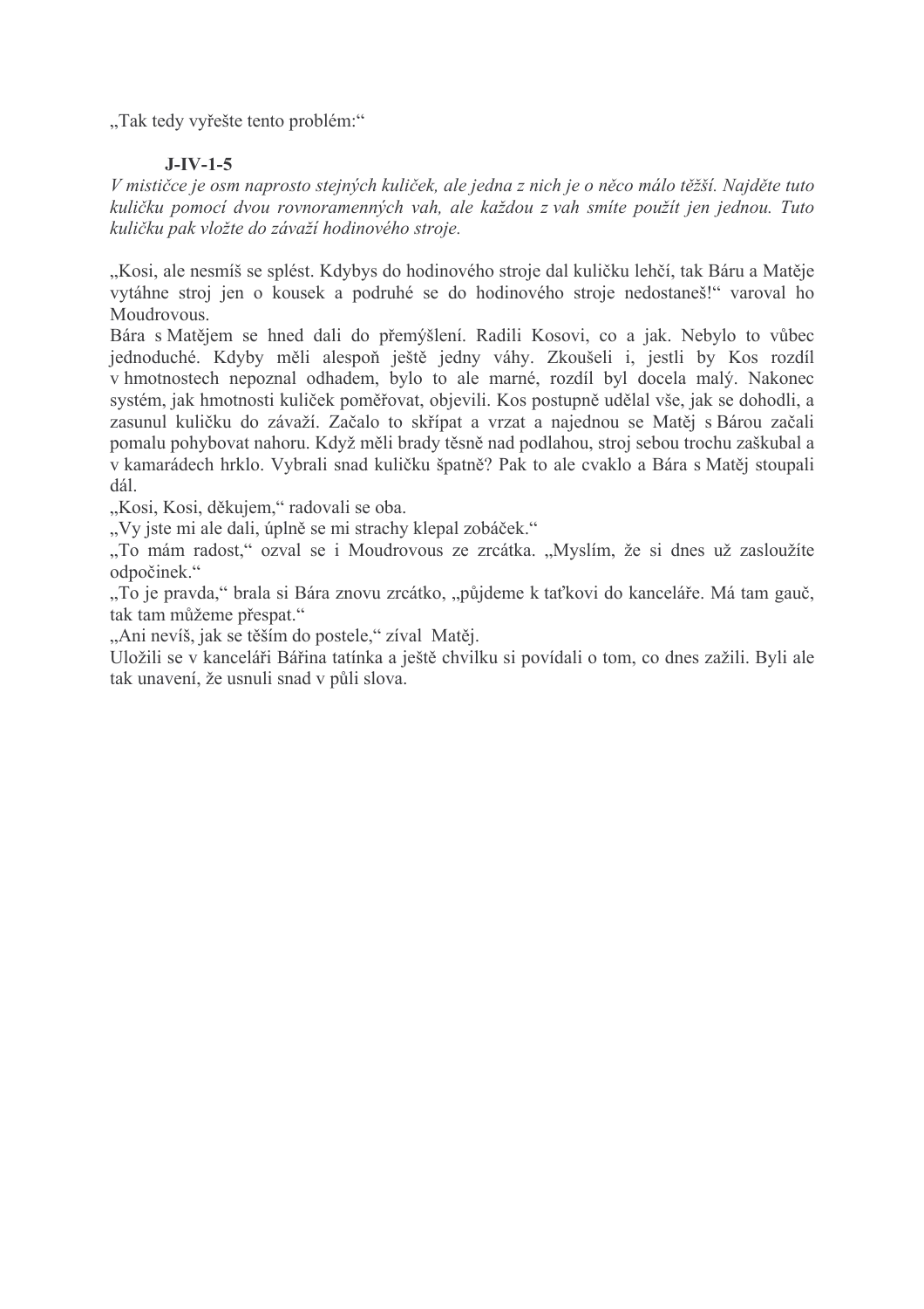„Tak tedy vyřešte tento problém:"

**J-IV-1-5**

*V mističce je osm naprosto stejných kuliček, ale jedna z nich je o něco málo těžší. Najděte tuto kuličku pomocí dvou rovnoramenných vah, ale každou z vah smíte použít jen jednou. Tuto kuličku pak vložte do závaží hodinového stroje.*

„Kosi, ale nesmíš se splést. Kdybys do hodinového stroje dal kuličku lehčí, tak Báru a Matěje vytáhne stroj jen o kousek a podruhé se do hodinového stroje nedostaneš!" varoval ho Moudrovous.

Bára s Matějem se hned dali do přemýšlení. Radili Kosovi, co a jak. Nebylo to vůbec jednoduché. Kdyby měli alespoň ještě jedny váhy. Zkoušeli i, jestli by Kos rozdíl v hmotnostech nepoznal odhadem, bylo to ale marné, rozdíl byl docela malý. Nakonec systém, jak hmotnosti kuliček poměřovat, objevili. Kos postupně udělal vše, jak se dohodli, a zasunul kuličku do závaží. Začalo to skřípat a vrzat a najednou se Matěj s Bárou začali pomalu pohybovat nahoru. Když měli brady těsně nad podlahou, stroj sebou trochu zaškubal a v kamarádech hrklo. Vybrali snad kuličku špatně? Pak to ale cvaklo a Bára s Matěj stoupali dál.

„Kosi, Kosi, děkujem," radovali se oba.

„Vy jste mi ale dali, úplně se mi strachy klepal zobáček."

„To mám radost," ozval se i Moudrovous ze zrcátka. „Myslím, že si dnes už zasloužíte odpočinek."

„To je pravda," brala si Bára znovu zrcátko, „půjdeme k taťkovi do kanceláře. Má tam gauč, tak tam můžeme přespat."

„Ani nevíš, jak se těším do postele," zíval Matěj.

Uložili se v kanceláři Bářina tatínka a ještě chvilku si povídali o tom, co dnes zažili. Byli ale tak unavení, že usnuli snad v půli slova.